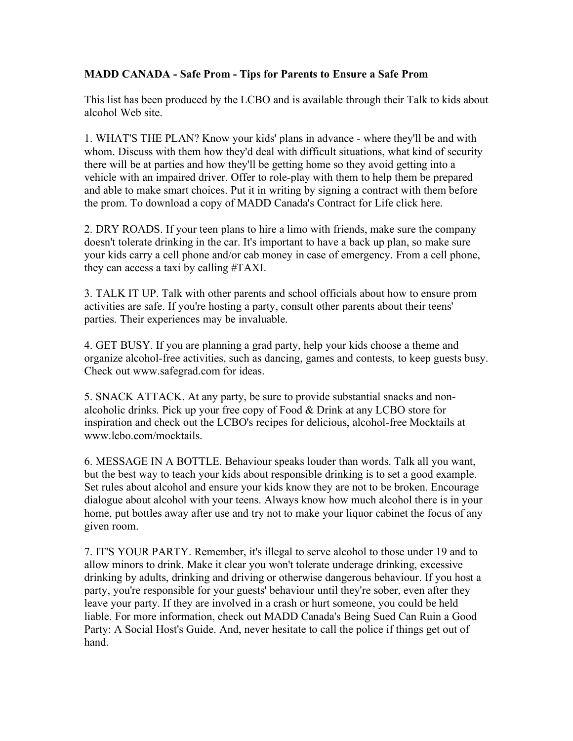**MADD CANADA - Safe Prom - Tips for Parents to Ensure a Safe Prom**

This list has been produced by the LCBO and is available through their Talk to kids about alcohol Web site.

1. WHAT'S THE PLAN? Know your kids' plans in advance - where they'll be and with whom. Discuss with them how they'd deal with difficult situations, what kind of security there will be at parties and how they'll be getting home so they avoid getting into a vehicle with an impaired driver. Offer to role-play with them to help them be prepared and able to make smart choices. Put it in writing by signing a contract with them before the prom. To download a copy of MADD Canada's Contract for Life click here.

2. DRY ROADS. If your teen plans to hire a limo with friends, make sure the company doesn't tolerate drinking in the car. It's important to have a back up plan, so make sure your kids carry a cell phone and/or cab money in case of emergency. From a cell phone, they can access a taxi by calling #TAXI.

3. TALK IT UP. Talk with other parents and school officials about how to ensure prom activities are safe. If you're hosting a party, consult other parents about their teens' parties. Their experiences may be invaluable.

4. GET BUSY. If you are planning a grad party, help your kids choose a theme and organize alcohol-free activities, such as dancing, games and contests, to keep guests busy. Check out www.safegrad.com for ideas.

5. SNACK ATTACK. At any party, be sure to provide substantial snacks and non-alcoholic drinks. Pick up your free copy of Food & Drink at any LCBO store for inspiration and check out the LCBO's recipes for delicious, alcohol-free Mocktails at www.lcbo.com/mocktails.

6. MESSAGE IN A BOTTLE. Behaviour speaks louder than words. Talk all you want, but the best way to teach your kids about responsible drinking is to set a good example. Set rules about alcohol and ensure your kids know they are not to be broken. Encourage dialogue about alcohol with your teens. Always know how much alcohol there is in your home, put bottles away after use and try not to make your liquor cabinet the focus of any given room.

7. IT'S YOUR PARTY. Remember, it's illegal to serve alcohol to those under 19 and to allow minors to drink. Make it clear you won't tolerate underage drinking, excessive drinking by adults, drinking and driving or otherwise dangerous behaviour. If you host a party, you're responsible for your guests' behaviour until they're sober, even after they leave your party. If they are involved in a crash or hurt someone, you could be held liable. For more information, check out MADD Canada's Being Sued Can Ruin a Good Party: A Social Host's Guide. And, never hesitate to call the police if things get out of hand.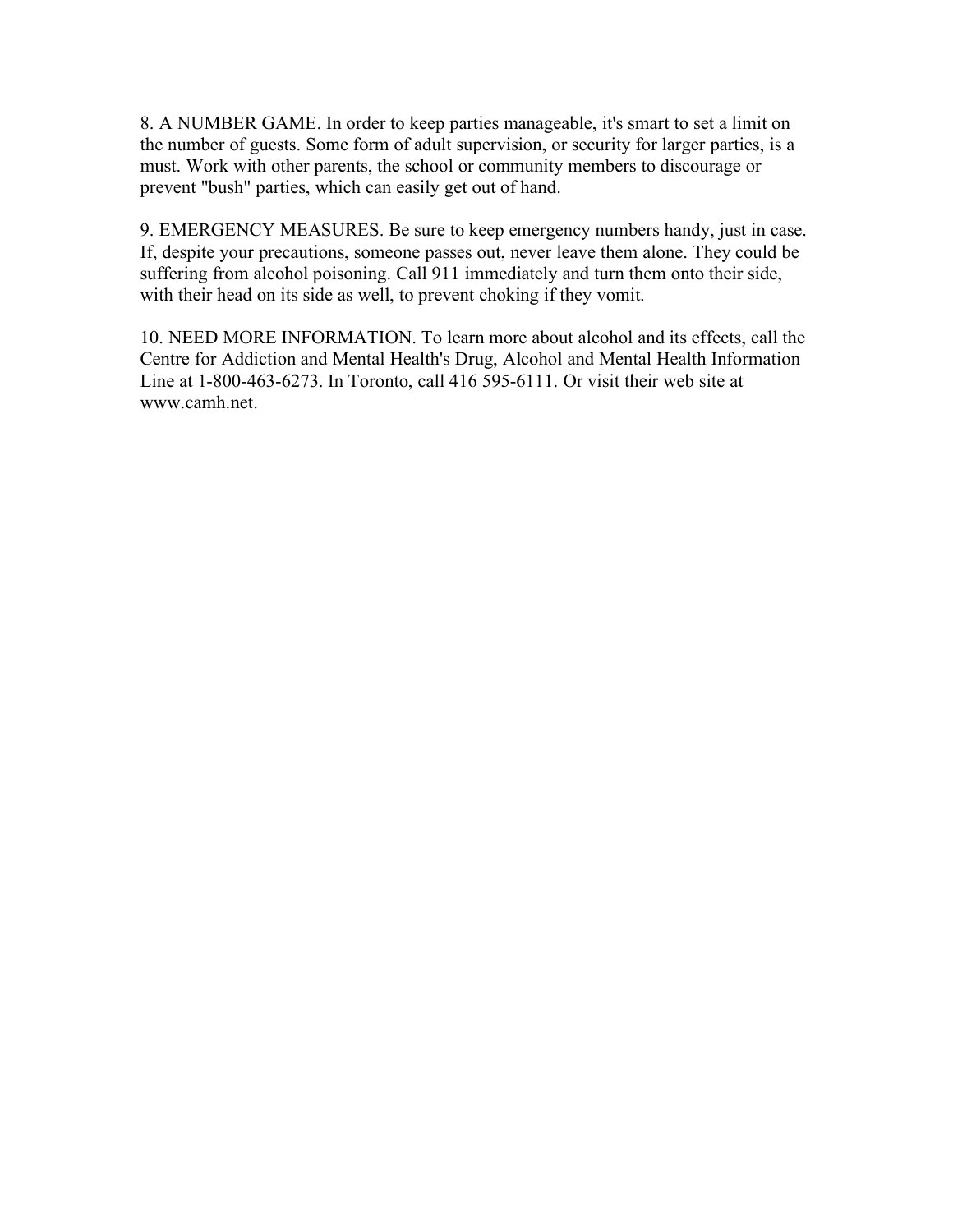8. A NUMBER GAME. In order to keep parties manageable, it's smart to set a limit on the number of guests. Some form of adult supervision, or security for larger parties, is a must. Work with other parents, the school or community members to discourage or prevent "bush" parties, which can easily get out of hand.

9. EMERGENCY MEASURES. Be sure to keep emergency numbers handy, just in case. If, despite your precautions, someone passes out, never leave them alone. They could be suffering from alcohol poisoning. Call 911 immediately and turn them onto their side, with their head on its side as well, to prevent choking if they vomit.

10. NEED MORE INFORMATION. To learn more about alcohol and its effects, call the Centre for Addiction and Mental Health's Drug, Alcohol and Mental Health Information Line at 1-800-463-6273. In Toronto, call 416 595-6111. Or visit their web site at www.camh.net.